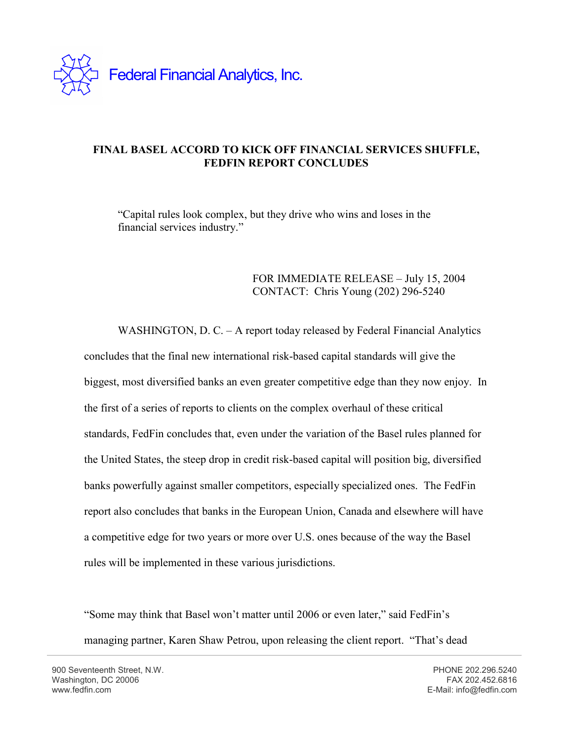Federal Financial Analytics, Inc.

**FINAL BASEL ACCORD TO KICK OFF FINANCIAL SERVICES SHUFFLE, FEDFIN REPORT CONCLUDES**

> "Capital rules look complex, but they drive who wins and loses in the financial services industry."

FOR IMMEDIATE RELEASE – July 15, 2004
CONTACT: Chris Young (202) 296-5240

WASHINGTON, D. C. – A report today released by Federal Financial Analytics concludes that the final new international risk-based capital standards will give the biggest, most diversified banks an even greater competitive edge than they now enjoy. In the first of a series of reports to clients on the complex overhaul of these critical standards, FedFin concludes that, even under the variation of the Basel rules planned for the United States, the steep drop in credit risk-based capital will position big, diversified banks powerfully against smaller competitors, especially specialized ones. The FedFin report also concludes that banks in the European Union, Canada and elsewhere will have a competitive edge for two years or more over U.S. ones because of the way the Basel rules will be implemented in these various jurisdictions.

"Some may think that Basel won't matter until 2006 or even later," said FedFin's managing partner, Karen Shaw Petrou, upon releasing the client report. "That's dead

900 Seventeenth Street, N.W.
Washington, DC 20006
www.fedfin.com

PHONE 202.296.5240
FAX 202.452.6816
E-Mail: info@fedfin.com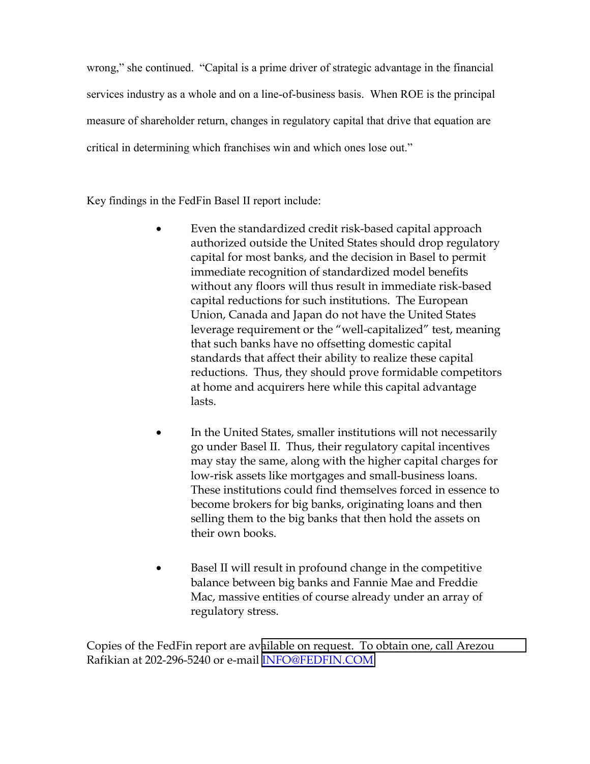wrong," she continued. "Capital is a prime driver of strategic advantage in the financial services industry as a whole and on a line-of-business basis. When ROE is the principal measure of shareholder return, changes in regulatory capital that drive that equation are critical in determining which franchises win and which ones lose out."

Key findings in the FedFin Basel II report include:

- Even the standardized credit risk-based capital approach authorized outside the United States should drop regulatory capital for most banks, and the decision in Basel to permit immediate recognition of standardized model benefits without any floors will thus result in immediate risk-based capital reductions for such institutions. The European Union, Canada and Japan do not have the United States leverage requirement or the "well-capitalized" test, meaning that such banks have no offsetting domestic capital standards that affect their ability to realize these capital reductions. Thus, they should prove formidable competitors at home and acquirers here while this capital advantage lasts.

- In the United States, smaller institutions will not necessarily go under Basel II. Thus, their regulatory capital incentives may stay the same, along with the higher capital charges for low-risk assets like mortgages and small-business loans. These institutions could find themselves forced in essence to become brokers for big banks, originating loans and then selling them to the big banks that then hold the assets on their own books.

- Basel II will result in profound change in the competitive balance between big banks and Fannie Mae and Freddie Mac, massive entities of course already under an array of regulatory stress.

Copies of the FedFin report are available on request. To obtain one, call Arezou Rafikian at 202-296-5240 or e-mail INFO@FEDFIN.COM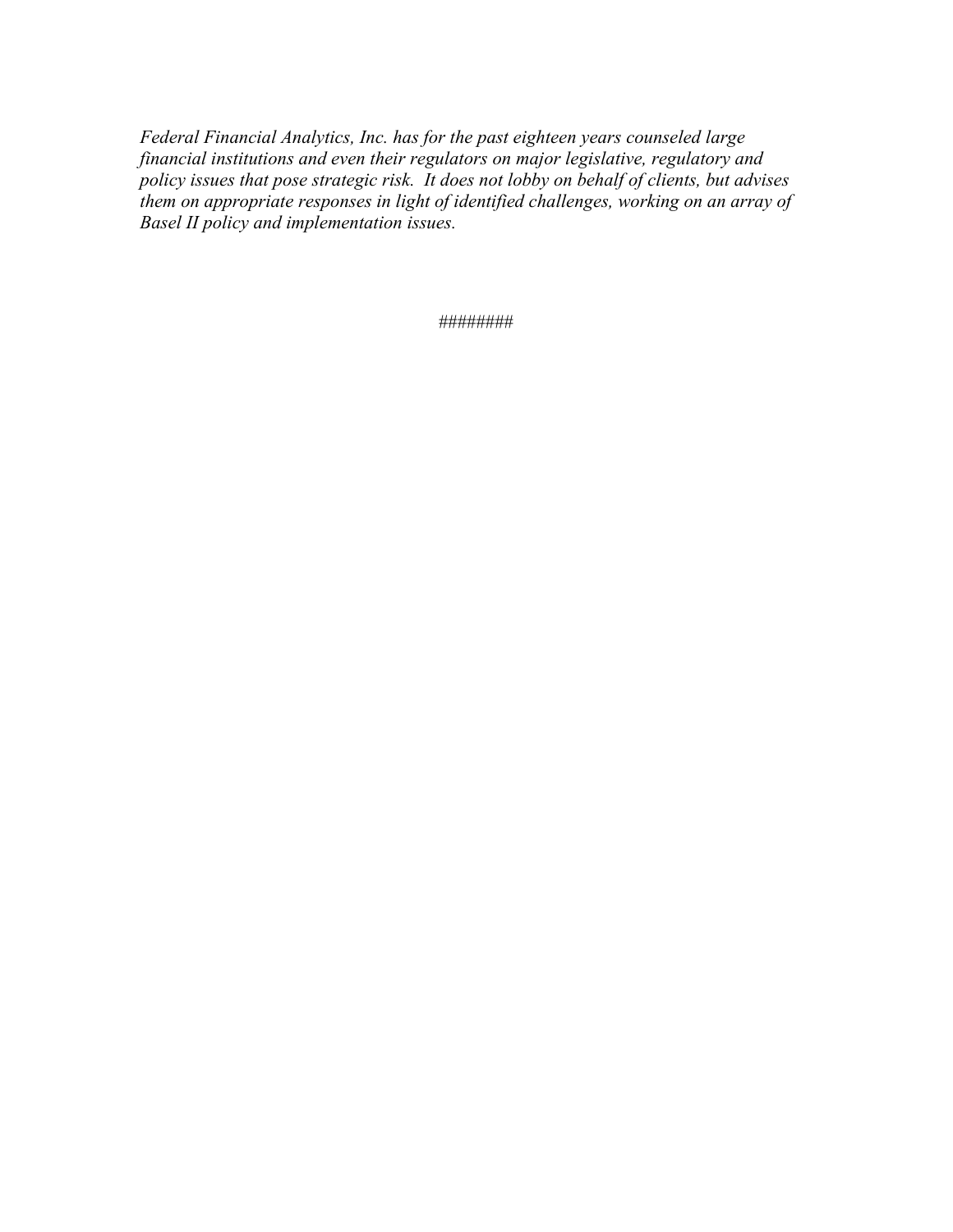*Federal Financial Analytics, Inc. has for the past eighteen years counseled large financial institutions and even their regulators on major legislative, regulatory and policy issues that pose strategic risk. It does not lobby on behalf of clients, but advises them on appropriate responses in light of identified challenges, working on an array of Basel II policy and implementation issues.*

########